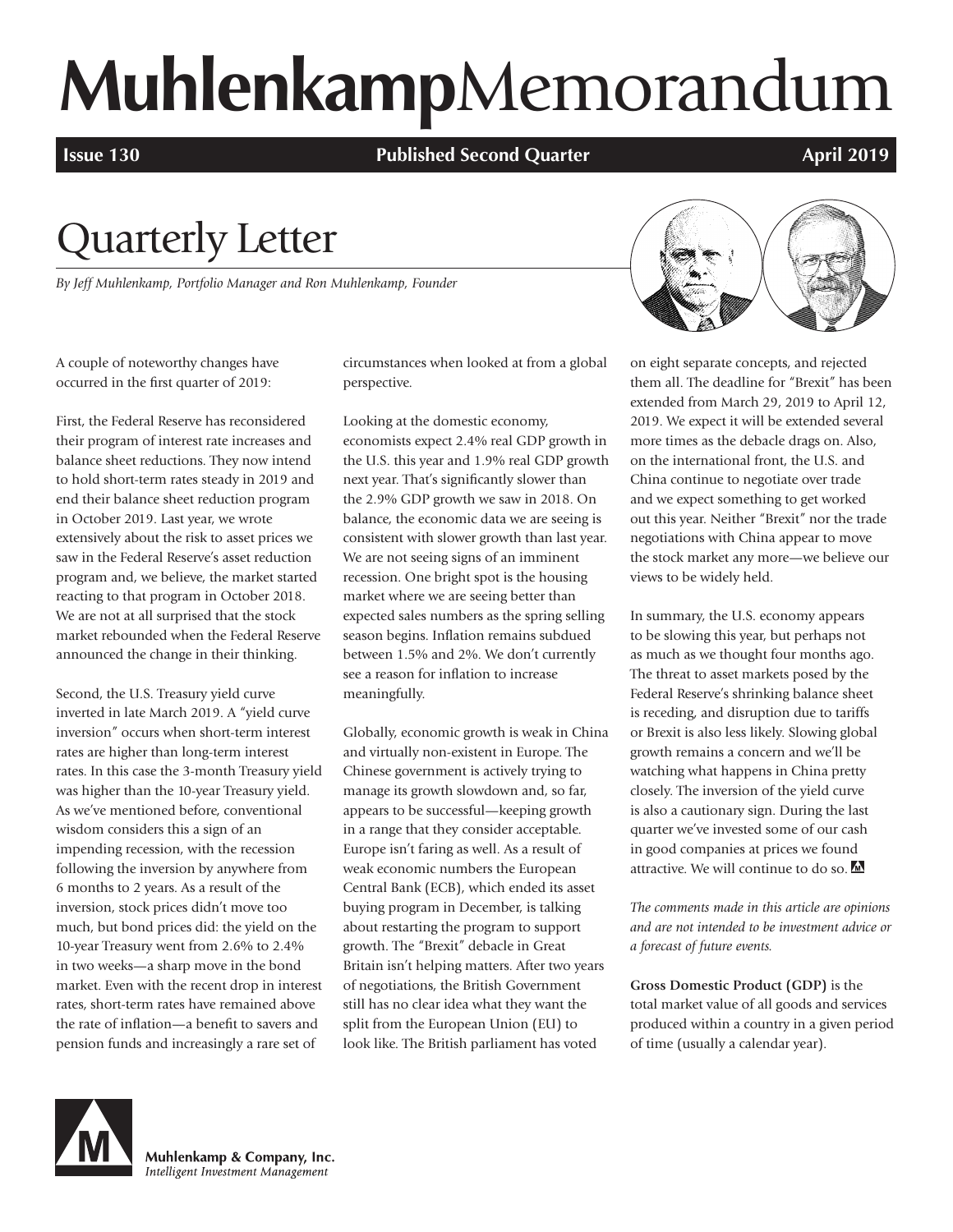# MuhlenkampMemorandum

**Issue 130** **Published Second Quarter** **April 2019**

# Quarterly Letter

*By Jeff Muhlenkamp, Portfolio Manager and Ron Muhlenkamp, Founder*

A couple of noteworthy changes have occurred in the first quarter of 2019:

First, the Federal Reserve has reconsidered their program of interest rate increases and balance sheet reductions. They now intend to hold short-term rates steady in 2019 and end their balance sheet reduction program in October 2019. Last year, we wrote extensively about the risk to asset prices we saw in the Federal Reserve's asset reduction program and, we believe, the market started reacting to that program in October 2018. We are not at all surprised that the stock market rebounded when the Federal Reserve announced the change in their thinking.

Second, the U.S. Treasury yield curve inverted in late March 2019. A "yield curve inversion" occurs when short-term interest rates are higher than long-term interest rates. In this case the 3-month Treasury yield was higher than the 10-year Treasury yield. As we've mentioned before, conventional wisdom considers this a sign of an impending recession, with the recession following the inversion by anywhere from 6 months to 2 years. As a result of the inversion, stock prices didn't move too much, but bond prices did: the yield on the 10-year Treasury went from 2.6% to 2.4% in two weeks—a sharp move in the bond market. Even with the recent drop in interest rates, short-term rates have remained above the rate of inflation—a benefit to savers and pension funds and increasingly a rare set of circumstances when looked at from a global perspective.

Looking at the domestic economy, economists expect 2.4% real GDP growth in the U.S. this year and 1.9% real GDP growth next year. That's significantly slower than the 2.9% GDP growth we saw in 2018. On balance, the economic data we are seeing is consistent with slower growth than last year. We are not seeing signs of an imminent recession. One bright spot is the housing market where we are seeing better than expected sales numbers as the spring selling season begins. Inflation remains subdued between 1.5% and 2%. We don't currently see a reason for inflation to increase meaningfully.

Globally, economic growth is weak in China and virtually non-existent in Europe. The Chinese government is actively trying to manage its growth slowdown and, so far, appears to be successful—keeping growth in a range that they consider acceptable. Europe isn't faring as well. As a result of weak economic numbers the European Central Bank (ECB), which ended its asset buying program in December, is talking about restarting the program to support growth. The "Brexit" debacle in Great Britain isn't helping matters. After two years of negotiations, the British Government still has no clear idea what they want the split from the European Union (EU) to look like. The British parliament has voted on eight separate concepts, and rejected them all. The deadline for "Brexit" has been extended from March 29, 2019 to April 12, 2019. We expect it will be extended several more times as the debacle drags on. Also, on the international front, the U.S. and China continue to negotiate over trade and we expect something to get worked out this year. Neither "Brexit" nor the trade negotiations with China appear to move the stock market any more—we believe our views to be widely held.

In summary, the U.S. economy appears to be slowing this year, but perhaps not as much as we thought four months ago. The threat to asset markets posed by the Federal Reserve's shrinking balance sheet is receding, and disruption due to tariffs or Brexit is also less likely. Slowing global growth remains a concern and we'll be watching what happens in China pretty closely. The inversion of the yield curve is also a cautionary sign. During the last quarter we've invested some of our cash in good companies at prices we found attractive. We will continue to do so.

*The comments made in this article are opinions and are not intended to be investment advice or a forecast of future events.*

**Gross Domestic Product (GDP)** is the total market value of all goods and services produced within a country in a given period of time (usually a calendar year).

Muhlenkamp & Company, Inc.
*Intelligent Investment Management*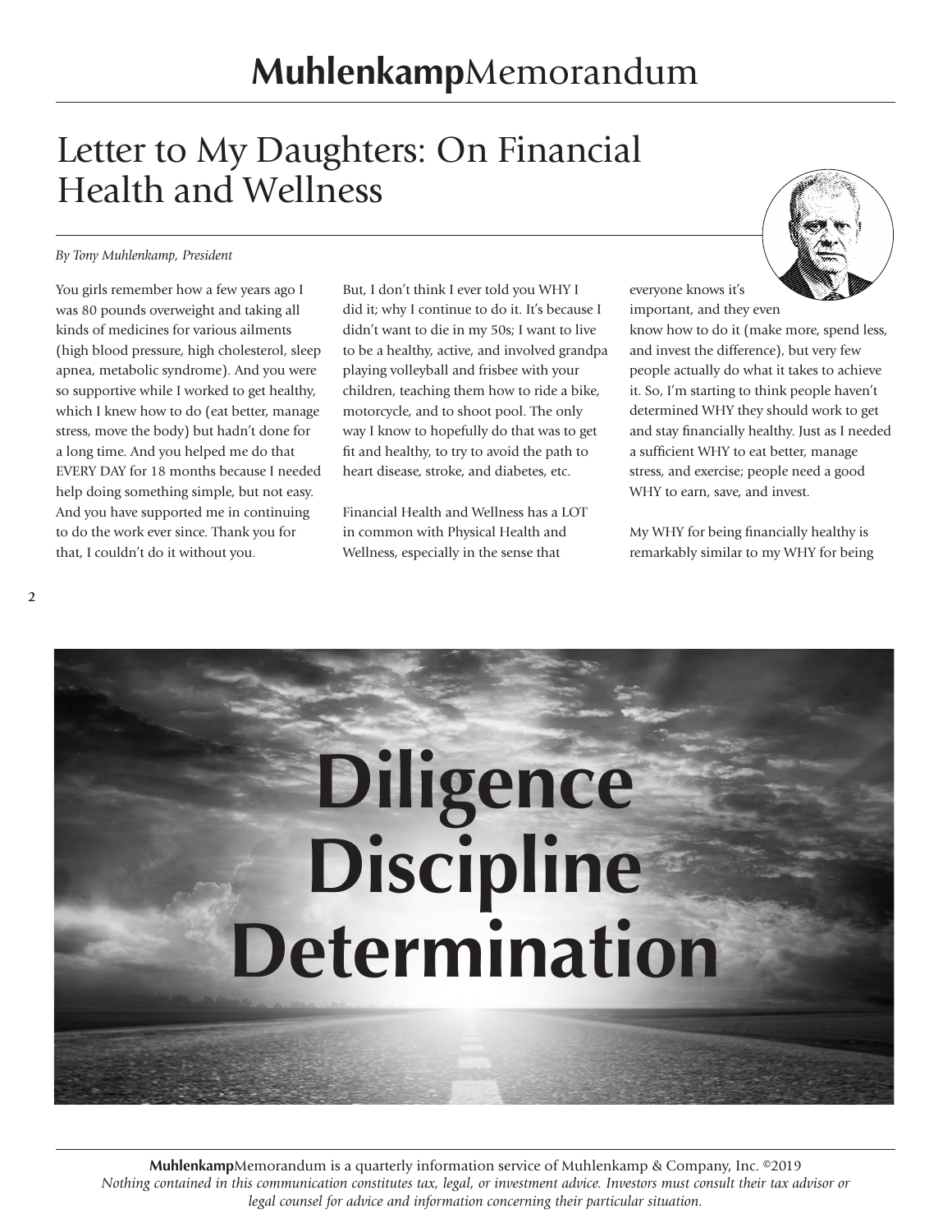# Letter to My Daughters: On Financial Health and Wellness

*By Tony Muhlenkamp, President*

You girls remember how a few years ago I was 80 pounds overweight and taking all kinds of medicines for various ailments (high blood pressure, high cholesterol, sleep apnea, metabolic syndrome). And you were so supportive while I worked to get healthy, which I knew how to do (eat better, manage stress, move the body) but hadn't done for a long time. And you helped me do that EVERY DAY for 18 months because I needed help doing something simple, but not easy. And you have supported me in continuing to do the work ever since. Thank you for that, I couldn't do it without you.

But, I don't think I ever told you WHY I did it; why I continue to do it. It's because I didn't want to die in my 50s; I want to live to be a healthy, active, and involved grandpa playing volleyball and frisbee with your children, teaching them how to ride a bike, motorcycle, and to shoot pool. The only way I know to hopefully do that was to get fit and healthy, to try to avoid the path to heart disease, stroke, and diabetes, etc.

Financial Health and Wellness has a LOT in common with Physical Health and Wellness, especially in the sense that everyone knows it's important, and they even know how to do it (make more, spend less, and invest the difference), but very few people actually do what it takes to achieve it. So, I'm starting to think people haven't determined WHY they should work to get and stay financially healthy. Just as I needed a sufficient WHY to eat better, manage stress, and exercise; people need a good WHY to earn, save, and invest.

My WHY for being financially healthy is remarkably similar to my WHY for being

Diligence
Discipline
Determination

**Muhlenkamp**Memorandum is a quarterly information service of Muhlenkamp & Company, Inc. ©2019

*Nothing contained in this communication constitutes tax, legal, or investment advice. Investors must consult their tax advisor or legal counsel for advice and information concerning their particular situation.*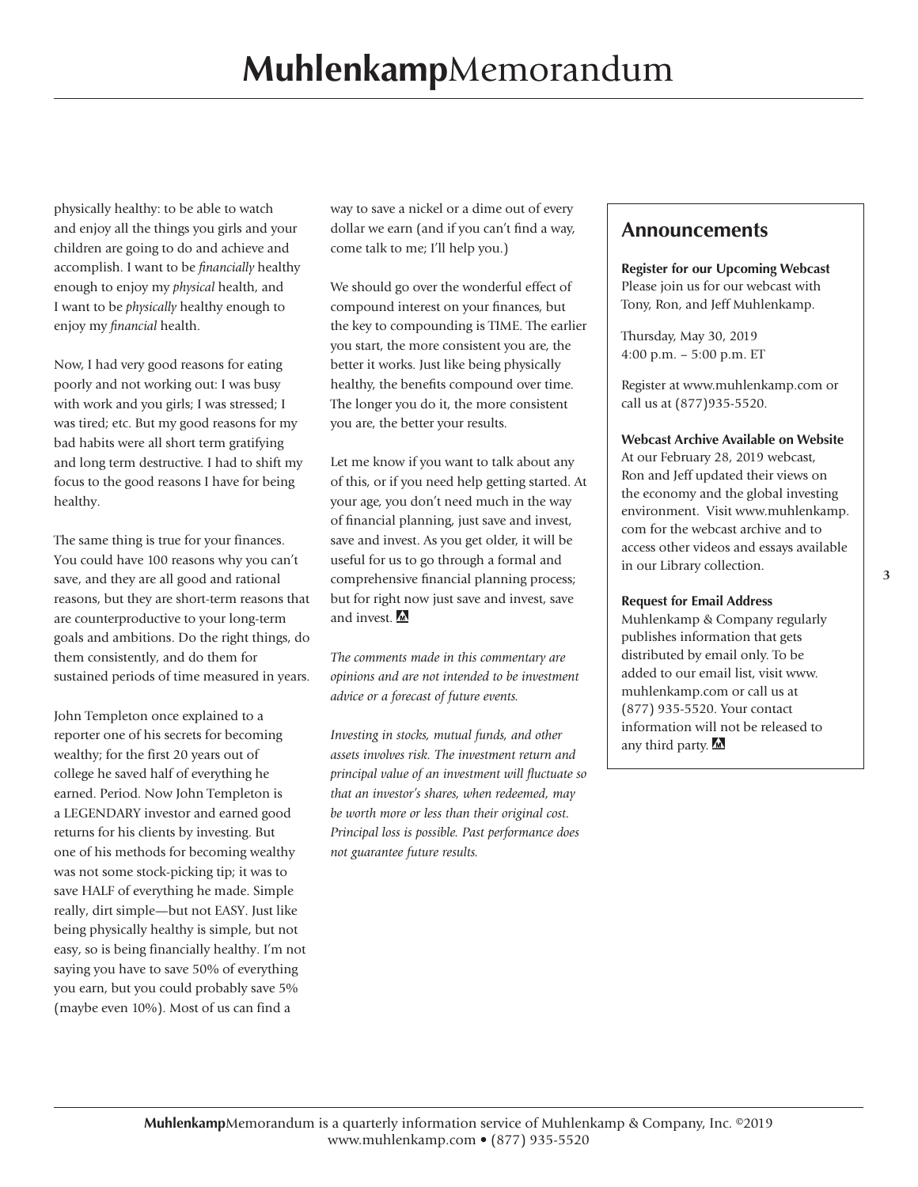physically healthy: to be able to watch and enjoy all the things you girls and your children are going to do and achieve and accomplish. I want to be *financially* healthy enough to enjoy my *physical* health, and I want to be *physically* healthy enough to enjoy my *financial* health.

Now, I had very good reasons for eating poorly and not working out: I was busy with work and you girls; I was stressed; I was tired; etc. But my good reasons for my bad habits were all short term gratifying and long term destructive. I had to shift my focus to the good reasons I have for being healthy.

The same thing is true for your finances. You could have 100 reasons why you can't save, and they are all good and rational reasons, but they are short-term reasons that are counterproductive to your long-term goals and ambitions. Do the right things, do them consistently, and do them for sustained periods of time measured in years.

John Templeton once explained to a reporter one of his secrets for becoming wealthy; for the first 20 years out of college he saved half of everything he earned. Period. Now John Templeton is a LEGENDARY investor and earned good returns for his clients by investing. But one of his methods for becoming wealthy was not some stock-picking tip; it was to save HALF of everything he made. Simple really, dirt simple—but not EASY. Just like being physically healthy is simple, but not easy, so is being financially healthy. I'm not saying you have to save 50% of everything you earn, but you could probably save 5% (maybe even 10%). Most of us can find a way to save a nickel or a dime out of every dollar we earn (and if you can't find a way, come talk to me; I'll help you.)

We should go over the wonderful effect of compound interest on your finances, but the key to compounding is TIME. The earlier you start, the more consistent you are, the better it works. Just like being physically healthy, the benefits compound over time. The longer you do it, the more consistent you are, the better your results.

Let me know if you want to talk about any of this, or if you need help getting started. At your age, you don't need much in the way of financial planning, just save and invest, save and invest. As you get older, it will be useful for us to go through a formal and comprehensive financial planning process; but for right now just save and invest, save and invest.

*The comments made in this commentary are opinions and are not intended to be investment advice or a forecast of future events.*

*Investing in stocks, mutual funds, and other assets involves risk. The investment return and principal value of an investment will fluctuate so that an investor's shares, when redeemed, may be worth more or less than their original cost. Principal loss is possible. Past performance does not guarantee future results.*

## Announcements

**Register for our Upcoming Webcast**
Please join us for our webcast with Tony, Ron, and Jeff Muhlenkamp.

Thursday, May 30, 2019
4:00 p.m. – 5:00 p.m. ET

Register at www.muhlenkamp.com or call us at (877)935-5520.

**Webcast Archive Available on Website**
At our February 28, 2019 webcast, Ron and Jeff updated their views on the economy and the global investing environment. Visit www.muhlenkamp.com for the webcast archive and to access other videos and essays available in our Library collection.

**Request for Email Address**
Muhlenkamp & Company regularly publishes information that gets distributed by email only. To be added to our email list, visit www.muhlenkamp.com or call us at (877) 935-5520. Your contact information will not be released to any third party.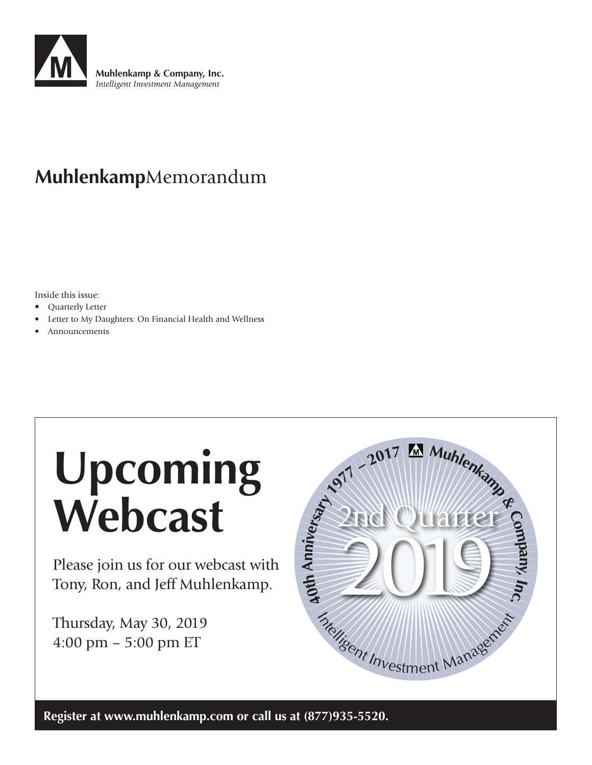**Muhlenkamp & Company, Inc.**
*Intelligent Investment Management*

# **Muhlenkamp**Memorandum

Inside this issue:

- Quarterly Letter
- Letter to My Daughters: On Financial Health and Wellness
- Announcements

# Upcoming Webcast

Please join us for our webcast with Tony, Ron, and Jeff Muhlenkamp.

Thursday, May 30, 2019
4:00 pm – 5:00 pm ET

40th Anniversary 1977 – 2017 Muhlenkamp & Company, Inc.
2nd Quarter
2019
Intelligent Investment Management

**Register at www.muhlenkamp.com or call us at (877)935-5520.**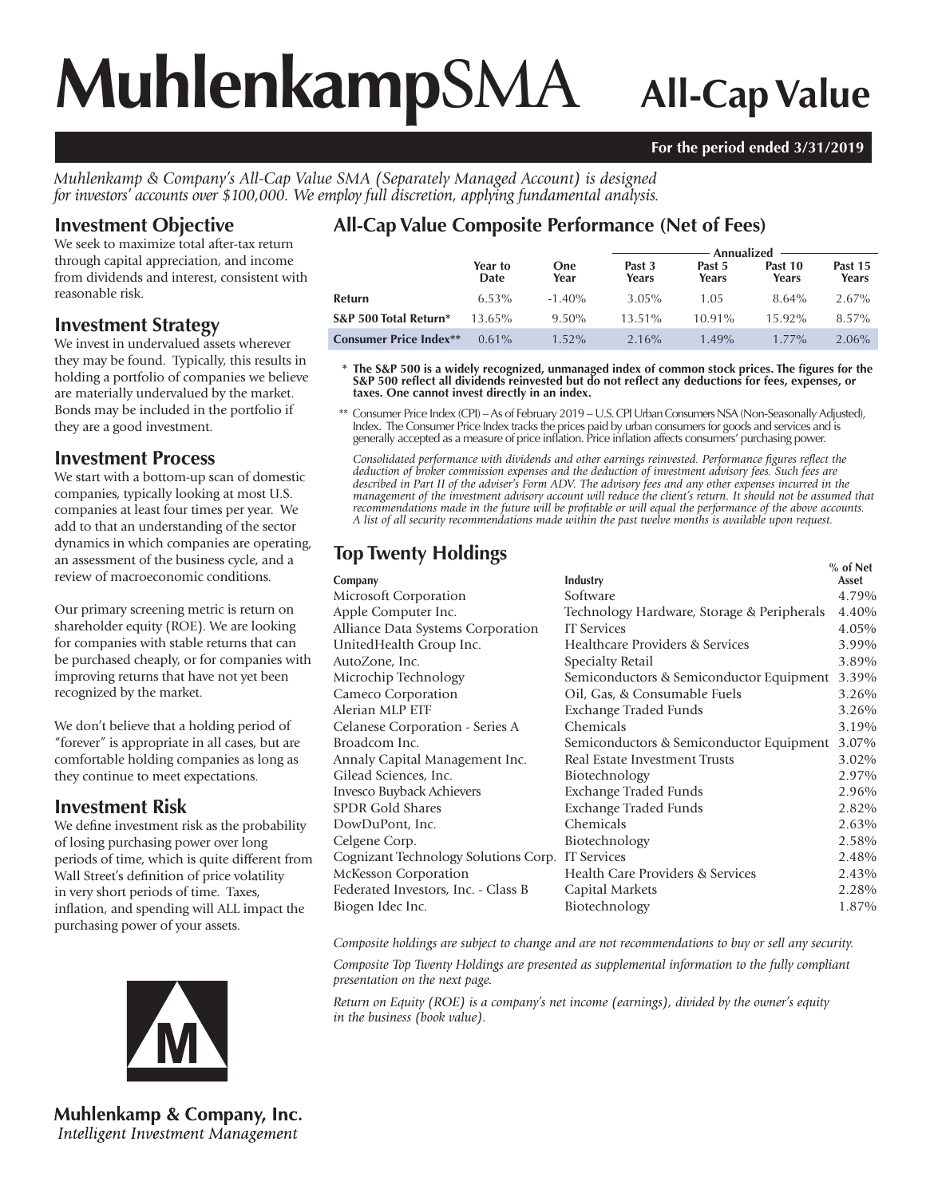# MuhlenkampSMA All-Cap Value

**For the period ended 3/31/2019**

*Muhlenkamp & Company's All-Cap Value SMA (Separately Managed Account) is designed for investors' accounts over $100,000. We employ full discretion, applying fundamental analysis.*

## Investment Objective

We seek to maximize total after-tax return through capital appreciation, and income from dividends and interest, consistent with reasonable risk.

## Investment Strategy

We invest in undervalued assets wherever they may be found. Typically, this results in holding a portfolio of companies we believe are materially undervalued by the market. Bonds may be included in the portfolio if they are a good investment.

## Investment Process

We start with a bottom-up scan of domestic companies, typically looking at most U.S. companies at least four times per year. We add to that an understanding of the sector dynamics in which companies are operating, an assessment of the business cycle, and a review of macroeconomic conditions.

Our primary screening metric is return on shareholder equity (ROE). We are looking for companies with stable returns that can be purchased cheaply, or for companies with improving returns that have not yet been recognized by the market.

We don't believe that a holding period of "forever" is appropriate in all cases, but are comfortable holding companies as long as they continue to meet expectations.

## Investment Risk

We define investment risk as the probability of losing purchasing power over long periods of time, which is quite different from Wall Street's definition of price volatility in very short periods of time. Taxes, inflation, and spending will ALL impact the purchasing power of your assets.

## All-Cap Value Composite Performance (Net of Fees)

| | | | Annualized | | | |
|---|---|---|---|---|---|---|
| | Year to Date | One Year | Past 3 Years | Past 5 Years | Past 10 Years | Past 15 Years |
| **Return** | 6.53% | -1.40% | 3.05% | 1.05 | 8.64% | 2.67% |
| **S&P 500 Total Return*** | 13.65% | 9.50% | 13.51% | 10.91% | 15.92% | 8.57% |
| **Consumer Price Index**** | 0.61% | 1.52% | 2.16% | 1.49% | 1.77% | 2.06% |

\* **The S&P 500 is a widely recognized, unmanaged index of common stock prices. The figures for the S&P 500 reflect all dividends reinvested but do not reflect any deductions for fees, expenses, or taxes. One cannot invest directly in an index.**

\*\* Consumer Price Index (CPI) – As of February 2019 – U.S. CPI Urban Consumers NSA (Non-Seasonally Adjusted), Index. The Consumer Price Index tracks the prices paid by urban consumers for goods and services and is generally accepted as a measure of price inflation. Price inflation affects consumers' purchasing power.

*Consolidated performance with dividends and other earnings reinvested. Performance figures reflect the deduction of broker commission expenses and the deduction of investment advisory fees. Such fees are described in Part II of the adviser's Form ADV. The advisory fees and any other expenses incurred in the management of the investment advisory account will reduce the client's return. It should not be assumed that recommendations made in the future will be profitable or will equal the performance of the above accounts. A list of all security recommendations made within the past twelve months is available upon request.*

## Top Twenty Holdings

| Company | Industry | % of Net Asset |
|---|---|---|
| Microsoft Corporation | Software | 4.79% |
| Apple Computer Inc. | Technology Hardware, Storage & Peripherals | 4.40% |
| Alliance Data Systems Corporation | IT Services | 4.05% |
| UnitedHealth Group Inc. | Healthcare Providers & Services | 3.99% |
| AutoZone, Inc. | Specialty Retail | 3.89% |
| Microchip Technology | Semiconductors & Semiconductor Equipment | 3.39% |
| Cameco Corporation | Oil, Gas, & Consumable Fuels | 3.26% |
| Alerian MLP ETF | Exchange Traded Funds | 3.26% |
| Celanese Corporation - Series A | Chemicals | 3.19% |
| Broadcom Inc. | Semiconductors & Semiconductor Equipment | 3.07% |
| Annaly Capital Management Inc. | Real Estate Investment Trusts | 3.02% |
| Gilead Sciences, Inc. | Biotechnology | 2.97% |
| Invesco Buyback Achievers | Exchange Traded Funds | 2.96% |
| SPDR Gold Shares | Exchange Traded Funds | 2.82% |
| DowDuPont, Inc. | Chemicals | 2.63% |
| Celgene Corp. | Biotechnology | 2.58% |
| Cognizant Technology Solutions Corp. | IT Services | 2.48% |
| McKesson Corporation | Health Care Providers & Services | 2.43% |
| Federated Investors, Inc. - Class B | Capital Markets | 2.28% |
| Biogen Idec Inc. | Biotechnology | 1.87% |

*Composite holdings are subject to change and are not recommendations to buy or sell any security.*

*Composite Top Twenty Holdings are presented as supplemental information to the fully compliant presentation on the next page.*

*Return on Equity (ROE) is a company's net income (earnings), divided by the owner's equity in the business (book value).*

**Muhlenkamp & Company, Inc.**
*Intelligent Investment Management*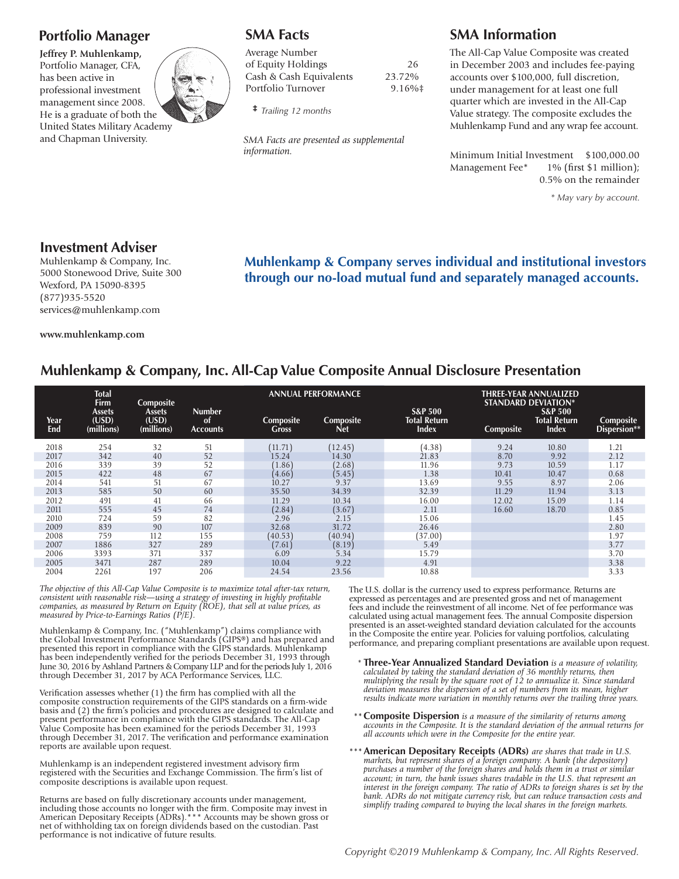## Portfolio Manager

**Jeffrey P. Muhlenkamp,** Portfolio Manager, CFA, has been active in professional investment management since 2008. He is a graduate of both the United States Military Academy and Chapman University.

## SMA Facts

| | |
|---|---|
| Average Number of Equity Holdings | 26 |
| Cash & Cash Equivalents | 23.72% |
| Portfolio Turnover | 9.16%‡ |

‡ *Trailing 12 months*

*SMA Facts are presented as supplemental information.*

## SMA Information

The All-Cap Value Composite was created in December 2003 and includes fee-paying accounts over $100,000, full discretion, under management for at least one full quarter which are invested in the All-Cap Value strategy. The composite excludes the Muhlenkamp Fund and any wrap fee account.

Minimum Initial Investment $100,000.00
Management Fee* 1% (first $1 million); 0.5% on the remainder

*\* May vary by account.*

## Investment Adviser

Muhlenkamp & Company, Inc.
5000 Stonewood Drive, Suite 300
Wexford, PA 15090-8395
(877)935-5520
services@muhlenkamp.com

**www.muhlenkamp.com**

**Muhlenkamp & Company serves individual and institutional investors through our no-load mutual fund and separately managed accounts.**

## Muhlenkamp & Company, Inc. All-Cap Value Composite Annual Disclosure Presentation

| | | | | ANNUAL PERFORMANCE | | | THREE-YEAR ANNUALIZED STANDARD DEVIATION* | | |
|---|---|---|---|---|---|---|---|---|---|
| Year End | Total Firm Assets (USD) (millions) | Composite Assets (USD) (millions) | Number of Accounts | Composite Gross | Composite Net | S&P 500 Total Return Index | Composite | S&P 500 Total Return Index | Composite Dispersion** |
| 2018 | 254 | 32 | 51 | (11.71) | (12.45) | (4.38) | 9.24 | 10.80 | 1.21 |
| 2017 | 342 | 40 | 52 | 15.24 | 14.30 | 21.83 | 8.70 | 9.92 | 2.12 |
| 2016 | 339 | 39 | 52 | (1.86) | (2.68) | 11.96 | 9.73 | 10.59 | 1.17 |
| 2015 | 422 | 48 | 67 | (4.66) | (5.45) | 1.38 | 10.41 | 10.47 | 0.68 |
| 2014 | 541 | 51 | 67 | 10.27 | 9.37 | 13.69 | 9.55 | 8.97 | 2.06 |
| 2013 | 585 | 50 | 60 | 35.50 | 34.39 | 32.39 | 11.29 | 11.94 | 3.13 |
| 2012 | 491 | 41 | 66 | 11.29 | 10.34 | 16.00 | 12.02 | 15.09 | 1.14 |
| 2011 | 555 | 45 | 74 | (2.84) | (3.67) | 2.11 | 16.60 | 18.70 | 0.85 |
| 2010 | 724 | 59 | 82 | 2.96 | 2.15 | 15.06 | | | 1.45 |
| 2009 | 839 | 90 | 107 | 32.68 | 31.72 | 26.46 | | | 2.80 |
| 2008 | 759 | 112 | 155 | (40.53) | (40.94) | (37.00) | | | 1.97 |
| 2007 | 1886 | 327 | 289 | (7.61) | (8.19) | 5.49 | | | 3.77 |
| 2006 | 3393 | 371 | 337 | 6.09 | 5.34 | 15.79 | | | 3.70 |
| 2005 | 3471 | 287 | 289 | 10.04 | 9.22 | 4.91 | | | 3.38 |
| 2004 | 2261 | 197 | 206 | 24.54 | 23.56 | 10.88 | | | 3.33 |

*The objective of this All-Cap Value Composite is to maximize total after-tax return, consistent with reasonable risk—using a strategy of investing in highly profitable companies, as measured by Return on Equity (ROE), that sell at value prices, as measured by Price-to-Earnings Ratios (P/E).*

Muhlenkamp & Company, Inc. ("Muhlenkamp") claims compliance with the Global Investment Performance Standards (GIPS®) and has prepared and presented this report in compliance with the GIPS standards. Muhlenkamp has been independently verified for the periods December 31, 1993 through June 30, 2016 by Ashland Partners & Company LLP and for the periods July 1, 2016 through December 31, 2017 by ACA Performance Services, LLC.

Verification assesses whether (1) the firm has complied with all the composite construction requirements of the GIPS standards on a firm-wide basis and (2) the firm's policies and procedures are designed to calculate and present performance in compliance with the GIPS standards. The All-Cap Value Composite has been examined for the periods December 31, 1993 through December 31, 2017. The verification and performance examination reports are available upon request.

Muhlenkamp is an independent registered investment advisory firm registered with the Securities and Exchange Commission. The firm's list of composite descriptions is available upon request.

Returns are based on fully discretionary accounts under management, including those accounts no longer with the firm. Composite may invest in American Depositary Receipts (ADRs).*** Accounts may be shown gross or net of withholding tax on foreign dividends based on the custodian. Past performance is not indicative of future results.

The U.S. dollar is the currency used to express performance. Returns are expressed as percentages and are presented gross and net of management fees and include the reinvestment of all income. Net of fee performance was calculated using actual management fees. The annual Composite dispersion presented is an asset-weighted standard deviation calculated for the accounts in the Composite the entire year. Policies for valuing portfolios, calculating performance, and preparing compliant presentations are available upon request.

\* **Three-Year Annualized Standard Deviation** *is a measure of volatility, calculated by taking the standard deviation of 36 monthly returns, then multiplying the result by the square root of 12 to annualize it. Since standard deviation measures the dispersion of a set of numbers from its mean, higher results indicate more variation in monthly returns over the trailing three years.*

\*\* **Composite Dispersion** *is a measure of the similarity of returns among accounts in the Composite. It is the standard deviation of the annual returns for all accounts which were in the Composite for the entire year.*

\*\*\* **American Depositary Receipts (ADRs)** *are shares that trade in U.S. markets, but represent shares of a foreign company. A bank (the depository) purchases a number of the foreign shares and holds them in a trust or similar account; in turn, the bank issues shares tradable in the U.S. that represent an interest in the foreign company. The ratio of ADRs to foreign shares is set by the bank. ADRs do not mitigate currency risk, but can reduce transaction costs and simplify trading compared to buying the local shares in the foreign markets.*

*Copyright ©2019 Muhlenkamp & Company, Inc. All Rights Reserved.*